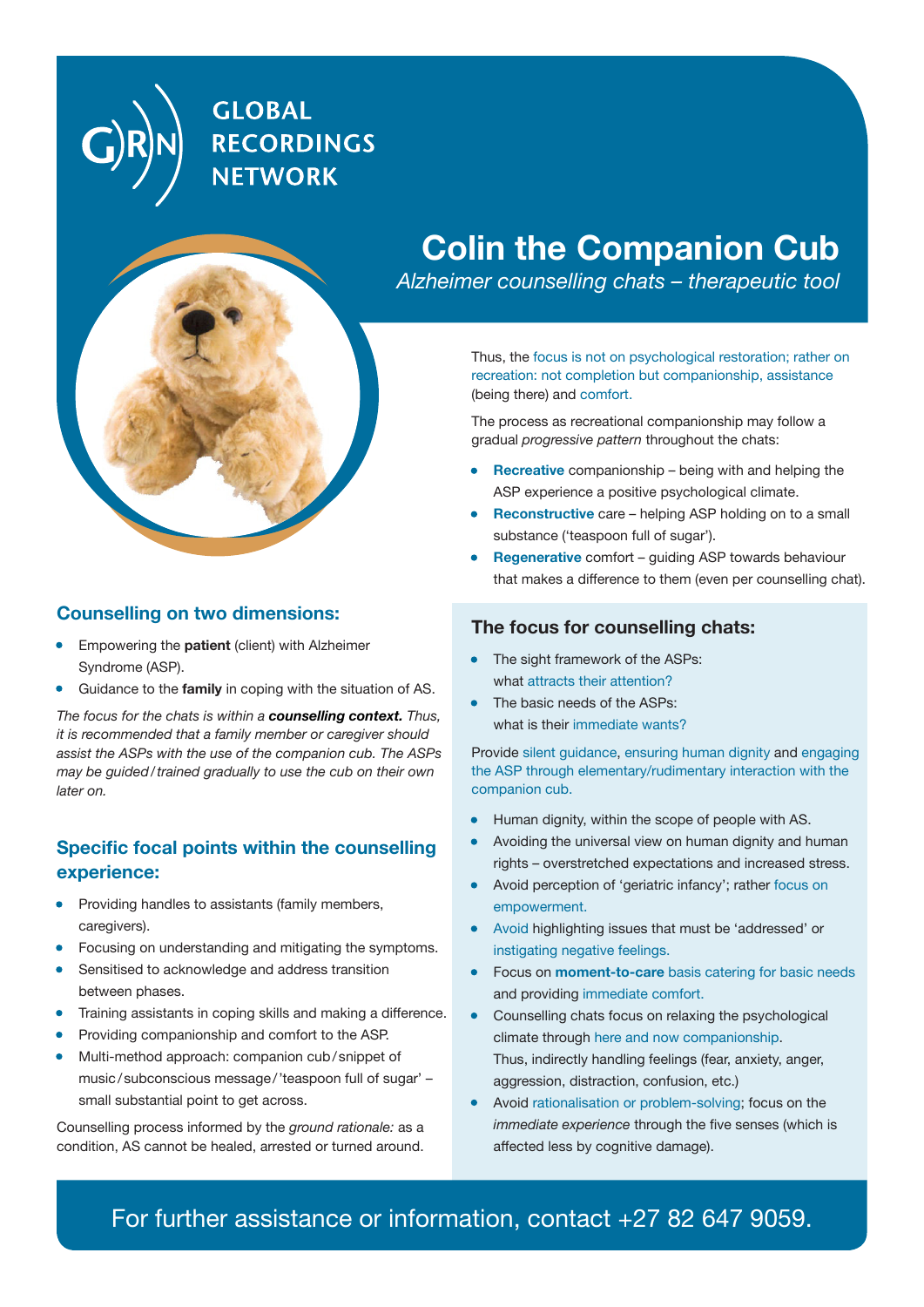GLOBAL RECORDINGS NETWORK

# Colin the Companion Cub

*Alzheimer counselling chats – therapeutic tool*

## Counselling on two dimensions:

- Empowering the **patient** (client) with Alzheimer Syndrome (ASP).
- Guidance to the **family** in coping with the situation of AS.

*The focus for the chats is within a* ***counselling context.*** *Thus, it is recommended that a family member or caregiver should assist the ASPs with the use of the companion cub. The ASPs may be guided/trained gradually to use the cub on their own later on.*

## Specific focal points within the counselling experience:

- Providing handles to assistants (family members, caregivers).
- Focusing on understanding and mitigating the symptoms.
- Sensitised to acknowledge and address transition between phases.
- Training assistants in coping skills and making a difference.
- Providing companionship and comfort to the ASP.
- Multi-method approach: companion cub/snippet of music/subconscious message/'teaspoon full of sugar' – small substantial point to get across.

Counselling process informed by the *ground rationale:* as a condition, AS cannot be healed, arrested or turned around.

Thus, the focus is not on psychological restoration; rather on recreation: not completion but companionship, assistance (being there) and comfort.

The process as recreational companionship may follow a gradual *progressive pattern* throughout the chats:

- **Recreative** companionship – being with and helping the ASP experience a positive psychological climate.
- **Reconstructive** care – helping ASP holding on to a small substance ('teaspoon full of sugar').
- **Regenerative** comfort – guiding ASP towards behaviour that makes a difference to them (even per counselling chat).

## The focus for counselling chats:

- The sight framework of the ASPs: what attracts their attention?
- The basic needs of the ASPs: what is their immediate wants?

Provide silent guidance, ensuring human dignity and engaging the ASP through elementary/rudimentary interaction with the companion cub.

- Human dignity, within the scope of people with AS.
- Avoiding the universal view on human dignity and human rights – overstretched expectations and increased stress.
- Avoid perception of 'geriatric infancy'; rather focus on empowerment.
- Avoid highlighting issues that must be 'addressed' or instigating negative feelings.
- Focus on **moment-to-care** basis catering for basic needs and providing immediate comfort.
- Counselling chats focus on relaxing the psychological climate through here and now companionship. Thus, indirectly handling feelings (fear, anxiety, anger, aggression, distraction, confusion, etc.)
- Avoid rationalisation or problem-solving; focus on the *immediate experience* through the five senses (which is affected less by cognitive damage).

For further assistance or information, contact +27 82 647 9059.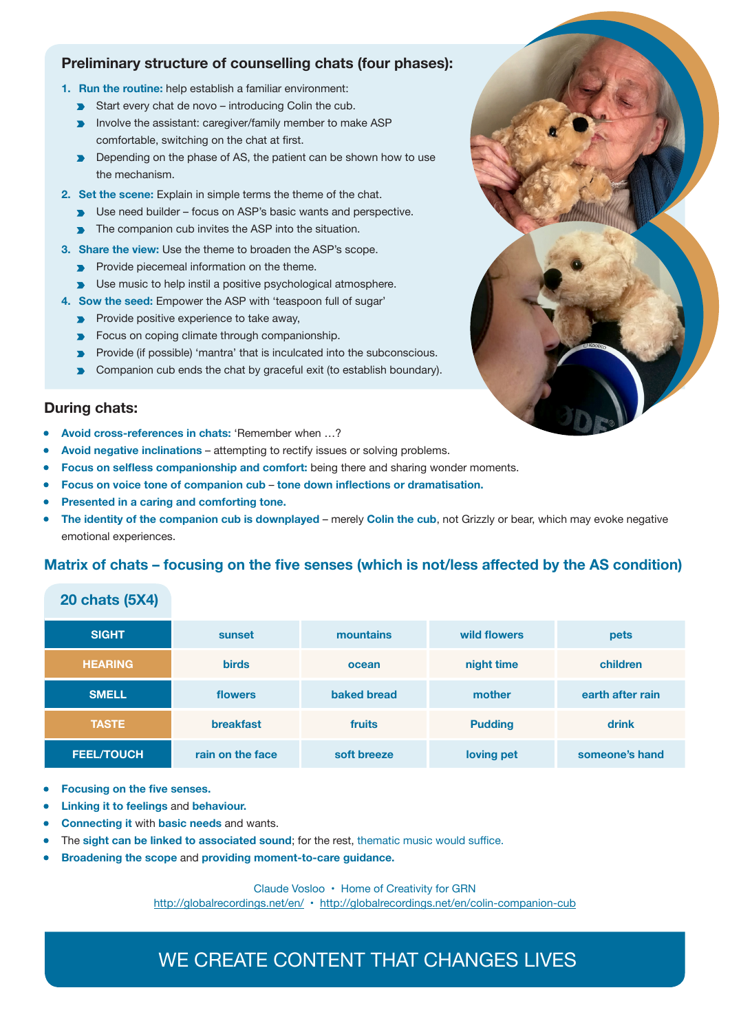## Preliminary structure of counselling chats (four phases):

1. **Run the routine:** help establish a familiar environment:
   - Start every chat de novo – introducing Colin the cub.
   - Involve the assistant: caregiver/family member to make ASP comfortable, switching on the chat at first.
   - Depending on the phase of AS, the patient can be shown how to use the mechanism.
2. **Set the scene:** Explain in simple terms the theme of the chat.
   - Use need builder – focus on ASP's basic wants and perspective.
   - The companion cub invites the ASP into the situation.
3. **Share the view:** Use the theme to broaden the ASP's scope.
   - Provide piecemeal information on the theme.
   - Use music to help instil a positive psychological atmosphere.
4. **Sow the seed:** Empower the ASP with 'teaspoon full of sugar'
   - Provide positive experience to take away,
   - Focus on coping climate through companionship.
   - Provide (if possible) 'mantra' that is inculcated into the subconscious.
   - Companion cub ends the chat by graceful exit (to establish boundary).

## During chats:

- **Avoid cross-references in chats:** 'Remember when …?
- **Avoid negative inclinations** – attempting to rectify issues or solving problems.
- **Focus on selfless companionship and comfort:** being there and sharing wonder moments.
- **Focus on voice tone of companion cub – tone down inflections or dramatisation.**
- **Presented in a caring and comforting tone.**
- **The identity of the companion cub is downplayed** – merely **Colin the cub**, not Grizzly or bear, which may evoke negative emotional experiences.

## Matrix of chats – focusing on the five senses (which is not/less affected by the AS condition)

### 20 chats (5X4)

| | | | | |
|---|---|---|---|---|
| **SIGHT** | sunset | mountains | wild flowers | pets |
| **HEARING** | birds | ocean | night time | children |
| **SMELL** | flowers | baked bread | mother | earth after rain |
| **TASTE** | breakfast | fruits | Pudding | drink |
| **FEEL/TOUCH** | rain on the face | soft breeze | loving pet | someone's hand |

- **Focusing on the five senses.**
- **Linking it to feelings** and **behaviour.**
- **Connecting it** with **basic needs** and wants.
- The **sight can be linked to associated sound**; for the rest, thematic music would suffice.
- **Broadening the scope** and **providing moment-to-care guidance.**

Claude Vosloo • Home of Creativity for GRN
http://globalrecordings.net/en/ • http://globalrecordings.net/en/colin-companion-cub

WE CREATE CONTENT THAT CHANGES LIVES